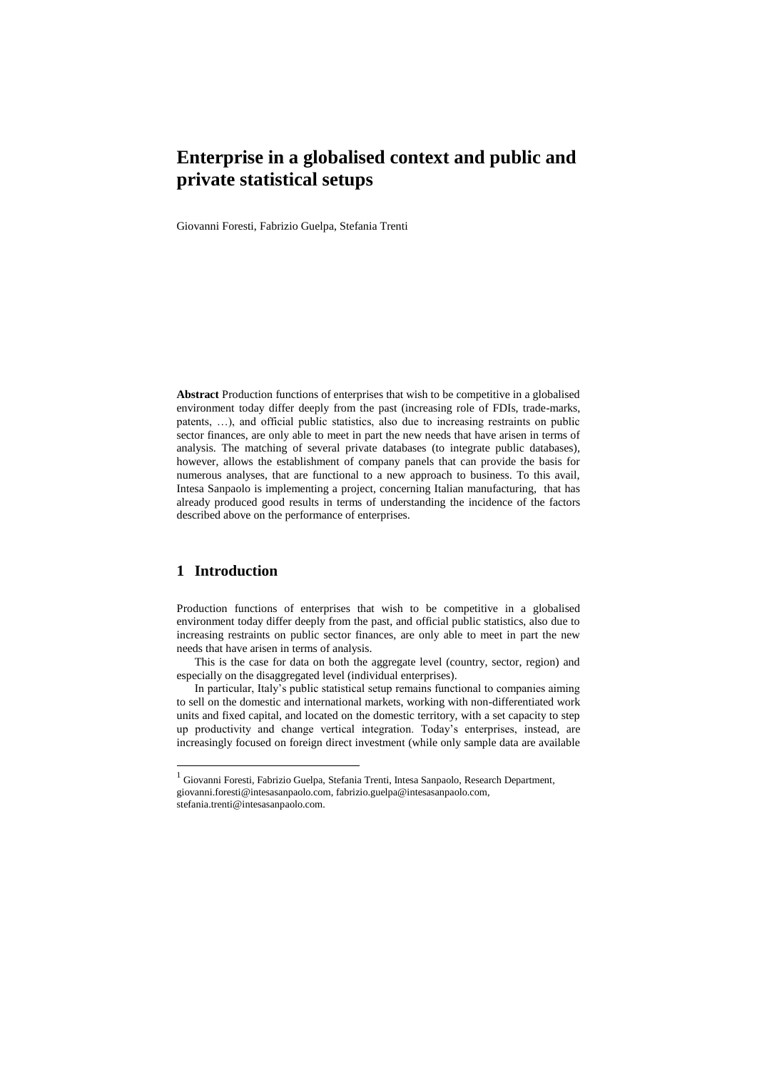# Enterprise in a globalised context and public and private statistical setups

Giovanni Foresti, Fabrizio Guelpa, Stefania Trenti

**Abstract** Production functions of enterprises that wish to be competitive in a globalised environment today differ deeply from the past (increasing role of FDIs, trade-marks, patents, …), and official public statistics, also due to increasing restraints on public sector finances, are only able to meet in part the new needs that have arisen in terms of analysis. The matching of several private databases (to integrate public databases), however, allows the establishment of company panels that can provide the basis for numerous analyses, that are functional to a new approach to business. To this avail, Intesa Sanpaolo is implementing a project, concerning Italian manufacturing, that has already produced good results in terms of understanding the incidence of the factors described above on the performance of enterprises.

## 1 Introduction

Production functions of enterprises that wish to be competitive in a globalised environment today differ deeply from the past, and official public statistics, also due to increasing restraints on public sector finances, are only able to meet in part the new needs that have arisen in terms of analysis.

This is the case for data on both the aggregate level (country, sector, region) and especially on the disaggregated level (individual enterprises).

In particular, Italy's public statistical setup remains functional to companies aiming to sell on the domestic and international markets, working with non-differentiated work units and fixed capital, and located on the domestic territory, with a set capacity to step up productivity and change vertical integration. Today's enterprises, instead, are increasingly focused on foreign direct investment (while only sample data are available

---

[1] Giovanni Foresti, Fabrizio Guelpa, Stefania Trenti, Intesa Sanpaolo, Research Department, giovanni.foresti@intesasanpaolo.com, fabrizio.guelpa@intesasanpaolo.com, stefania.trenti@intesasanpaolo.com.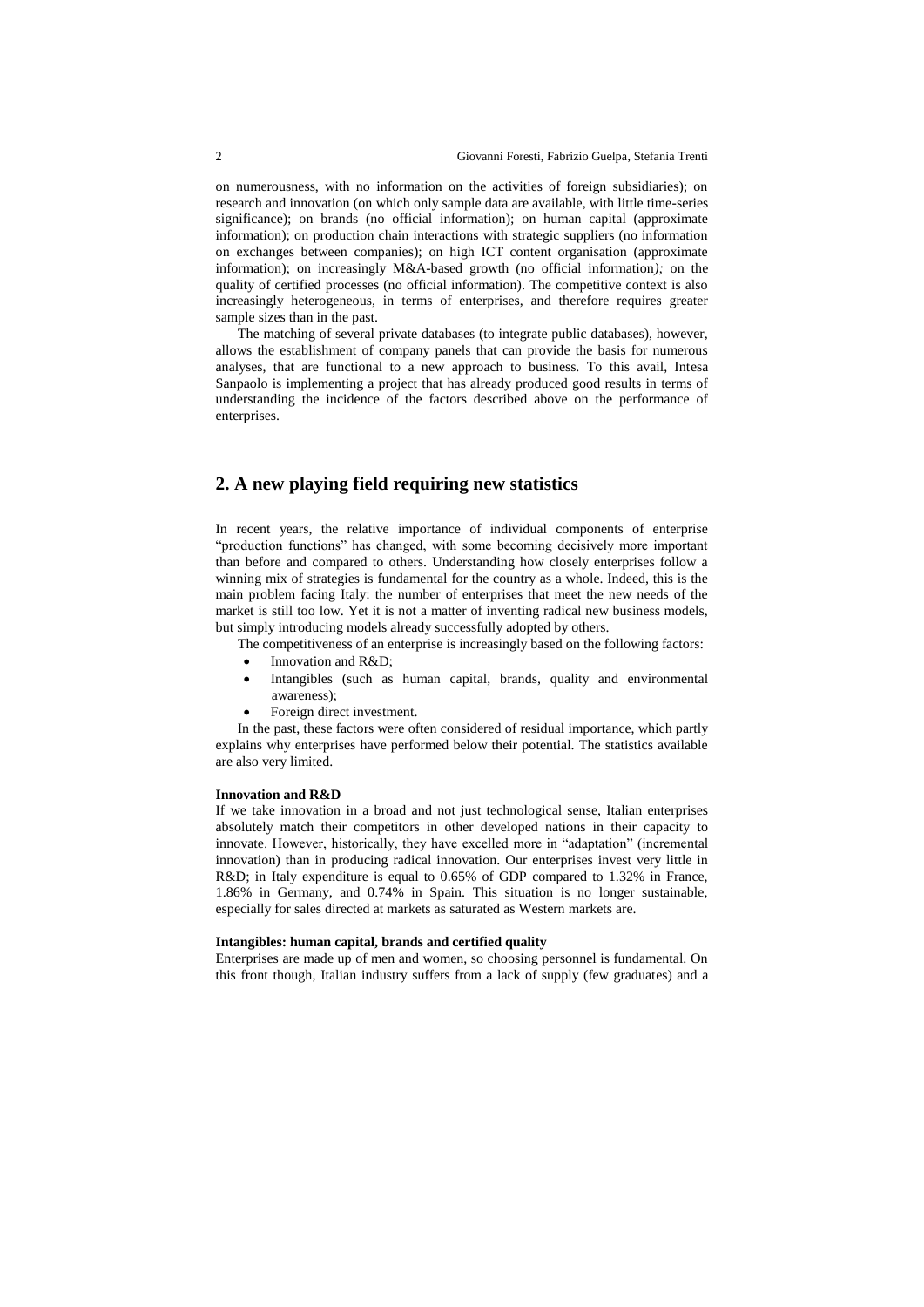on numerousness, with no information on the activities of foreign subsidiaries); on research and innovation (on which only sample data are available, with little time-series significance); on brands (no official information); on human capital (approximate information); on production chain interactions with strategic suppliers (no information on exchanges between companies); on high ICT content organisation (approximate information); on increasingly M&A-based growth (no official information*);* on the quality of certified processes (no official information). The competitive context is also increasingly heterogeneous, in terms of enterprises, and therefore requires greater sample sizes than in the past.

The matching of several private databases (to integrate public databases), however, allows the establishment of company panels that can provide the basis for numerous analyses, that are functional to a new approach to business. To this avail, Intesa Sanpaolo is implementing a project that has already produced good results in terms of understanding the incidence of the factors described above on the performance of enterprises.

## 2. A new playing field requiring new statistics

In recent years, the relative importance of individual components of enterprise "production functions" has changed, with some becoming decisively more important than before and compared to others. Understanding how closely enterprises follow a winning mix of strategies is fundamental for the country as a whole. Indeed, this is the main problem facing Italy: the number of enterprises that meet the new needs of the market is still too low. Yet it is not a matter of inventing radical new business models, but simply introducing models already successfully adopted by others.

The competitiveness of an enterprise is increasingly based on the following factors:

- Innovation and R&D;
- Intangibles (such as human capital, brands, quality and environmental awareness);
- Foreign direct investment.

In the past, these factors were often considered of residual importance, which partly explains why enterprises have performed below their potential. The statistics available are also very limited.

**Innovation and R&D**

If we take innovation in a broad and not just technological sense, Italian enterprises absolutely match their competitors in other developed nations in their capacity to innovate. However, historically, they have excelled more in "adaptation" (incremental innovation) than in producing radical innovation. Our enterprises invest very little in R&D; in Italy expenditure is equal to 0.65% of GDP compared to 1.32% in France, 1.86% in Germany, and 0.74% in Spain. This situation is no longer sustainable, especially for sales directed at markets as saturated as Western markets are.

**Intangibles: human capital, brands and certified quality**

Enterprises are made up of men and women, so choosing personnel is fundamental. On this front though, Italian industry suffers from a lack of supply (few graduates) and a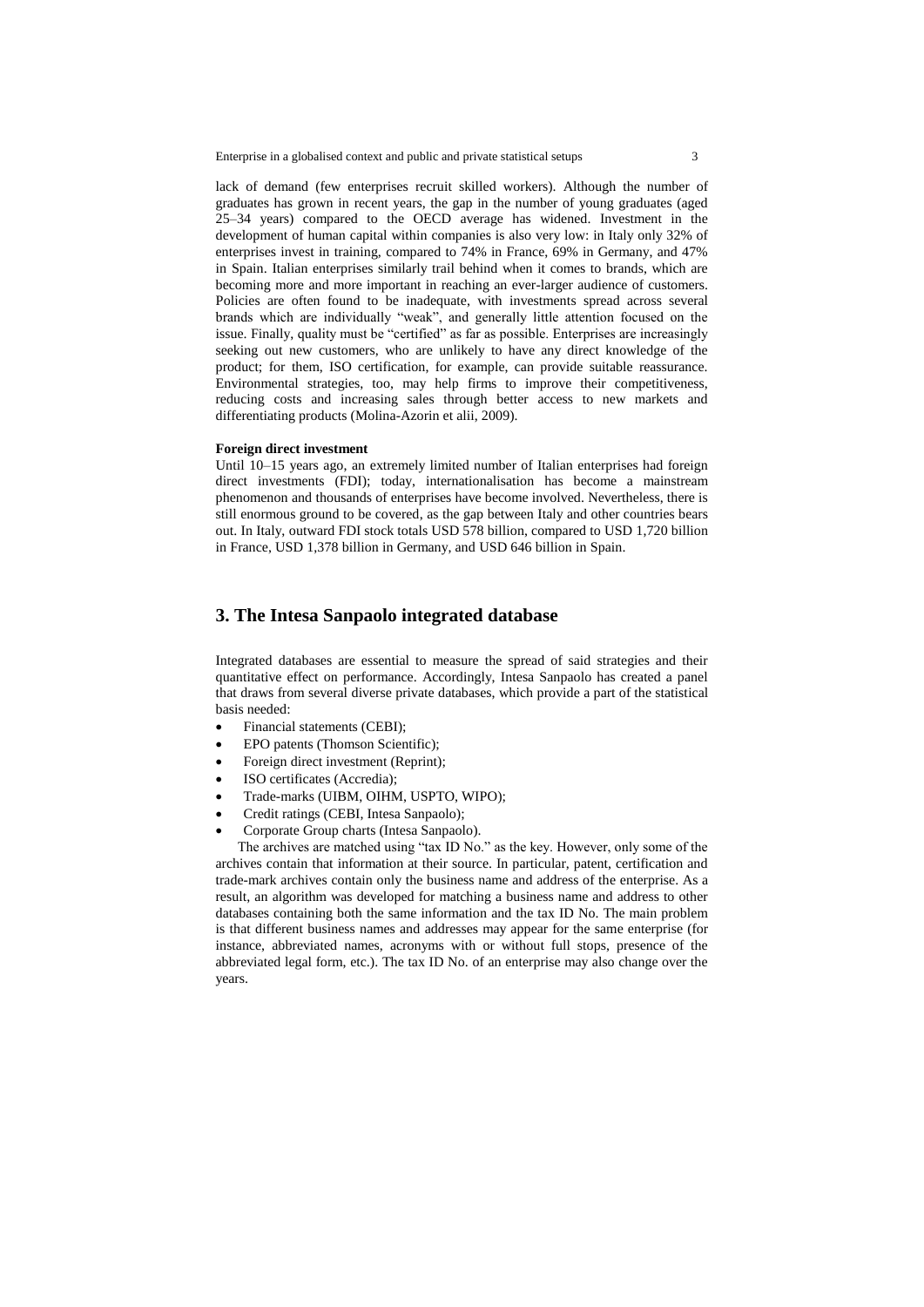lack of demand (few enterprises recruit skilled workers). Although the number of graduates has grown in recent years, the gap in the number of young graduates (aged 25–34 years) compared to the OECD average has widened. Investment in the development of human capital within companies is also very low: in Italy only 32% of enterprises invest in training, compared to 74% in France, 69% in Germany, and 47% in Spain. Italian enterprises similarly trail behind when it comes to brands, which are becoming more and more important in reaching an ever-larger audience of customers. Policies are often found to be inadequate, with investments spread across several brands which are individually "weak", and generally little attention focused on the issue. Finally, quality must be "certified" as far as possible. Enterprises are increasingly seeking out new customers, who are unlikely to have any direct knowledge of the product; for them, ISO certification, for example, can provide suitable reassurance. Environmental strategies, too, may help firms to improve their competitiveness, reducing costs and increasing sales through better access to new markets and differentiating products (Molina-Azorin et alii, 2009).

**Foreign direct investment**

Until 10–15 years ago, an extremely limited number of Italian enterprises had foreign direct investments (FDI); today, internationalisation has become a mainstream phenomenon and thousands of enterprises have become involved. Nevertheless, there is still enormous ground to be covered, as the gap between Italy and other countries bears out. In Italy, outward FDI stock totals USD 578 billion, compared to USD 1,720 billion in France, USD 1,378 billion in Germany, and USD 646 billion in Spain.

## 3. The Intesa Sanpaolo integrated database

Integrated databases are essential to measure the spread of said strategies and their quantitative effect on performance. Accordingly, Intesa Sanpaolo has created a panel that draws from several diverse private databases, which provide a part of the statistical basis needed:

- Financial statements (CEBI);
- EPO patents (Thomson Scientific);
- Foreign direct investment (Reprint);
- ISO certificates (Accredia);
- Trade-marks (UIBM, OIHM, USPTO, WIPO);
- Credit ratings (CEBI, Intesa Sanpaolo);
- Corporate Group charts (Intesa Sanpaolo).

The archives are matched using "tax ID No." as the key. However, only some of the archives contain that information at their source. In particular, patent, certification and trade-mark archives contain only the business name and address of the enterprise. As a result, an algorithm was developed for matching a business name and address to other databases containing both the same information and the tax ID No. The main problem is that different business names and addresses may appear for the same enterprise (for instance, abbreviated names, acronyms with or without full stops, presence of the abbreviated legal form, etc.). The tax ID No. of an enterprise may also change over the years.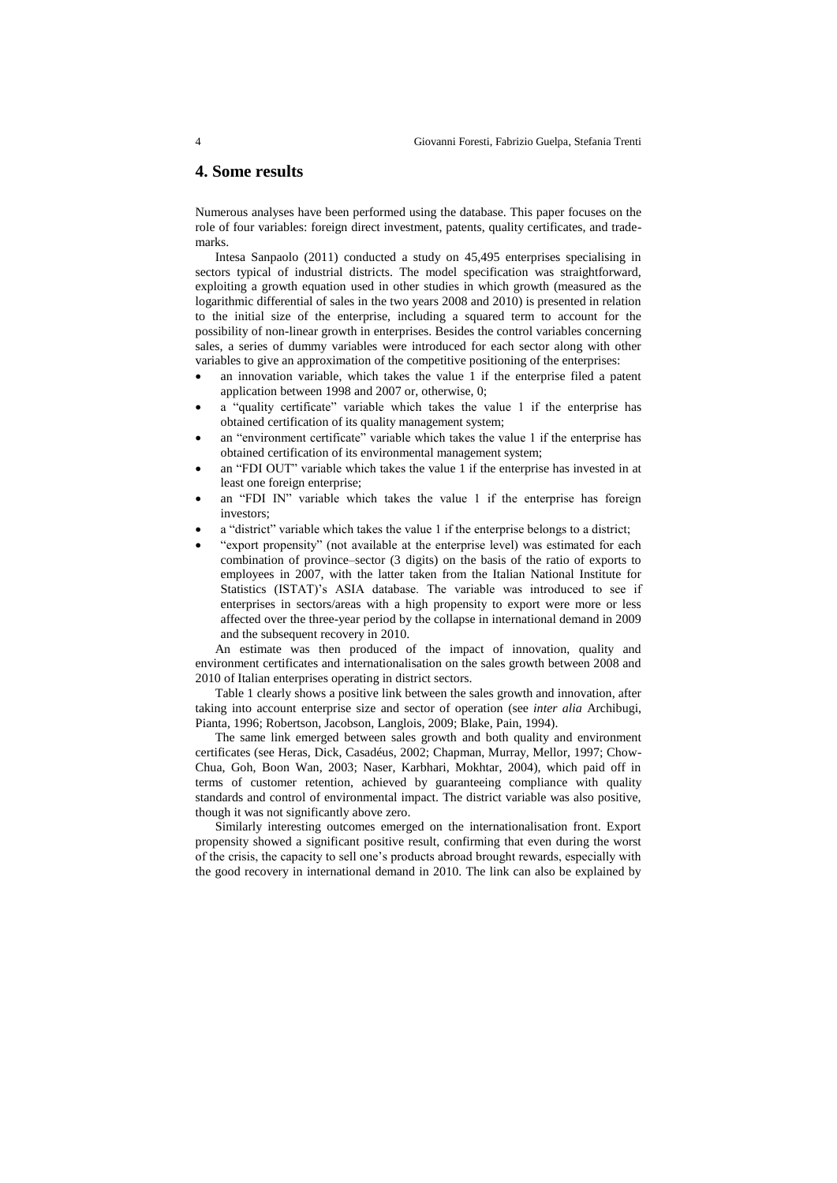## 4. Some results

Numerous analyses have been performed using the database. This paper focuses on the role of four variables: foreign direct investment, patents, quality certificates, and trade-marks.

Intesa Sanpaolo (2011) conducted a study on 45,495 enterprises specialising in sectors typical of industrial districts. The model specification was straightforward, exploiting a growth equation used in other studies in which growth (measured as the logarithmic differential of sales in the two years 2008 and 2010) is presented in relation to the initial size of the enterprise, including a squared term to account for the possibility of non-linear growth in enterprises. Besides the control variables concerning sales, a series of dummy variables were introduced for each sector along with other variables to give an approximation of the competitive positioning of the enterprises:

- an innovation variable, which takes the value 1 if the enterprise filed a patent application between 1998 and 2007 or, otherwise, 0;
- a "quality certificate" variable which takes the value 1 if the enterprise has obtained certification of its quality management system;
- an "environment certificate" variable which takes the value 1 if the enterprise has obtained certification of its environmental management system;
- an "FDI OUT" variable which takes the value 1 if the enterprise has invested in at least one foreign enterprise;
- an "FDI IN" variable which takes the value 1 if the enterprise has foreign investors;
- a "district" variable which takes the value 1 if the enterprise belongs to a district;
- "export propensity" (not available at the enterprise level) was estimated for each combination of province–sector (3 digits) on the basis of the ratio of exports to employees in 2007, with the latter taken from the Italian National Institute for Statistics (ISTAT)'s ASIA database. The variable was introduced to see if enterprises in sectors/areas with a high propensity to export were more or less affected over the three-year period by the collapse in international demand in 2009 and the subsequent recovery in 2010.

An estimate was then produced of the impact of innovation, quality and environment certificates and internationalisation on the sales growth between 2008 and 2010 of Italian enterprises operating in district sectors.

Table 1 clearly shows a positive link between the sales growth and innovation, after taking into account enterprise size and sector of operation (see *inter alia* Archibugi, Pianta, 1996; Robertson, Jacobson, Langlois, 2009; Blake, Pain, 1994).

The same link emerged between sales growth and both quality and environment certificates (see Heras, Dick, Casadéus, 2002; Chapman, Murray, Mellor, 1997; Chow-Chua, Goh, Boon Wan, 2003; Naser, Karbhari, Mokhtar, 2004), which paid off in terms of customer retention, achieved by guaranteeing compliance with quality standards and control of environmental impact. The district variable was also positive, though it was not significantly above zero.

Similarly interesting outcomes emerged on the internationalisation front. Export propensity showed a significant positive result, confirming that even during the worst of the crisis, the capacity to sell one's products abroad brought rewards, especially with the good recovery in international demand in 2010. The link can also be explained by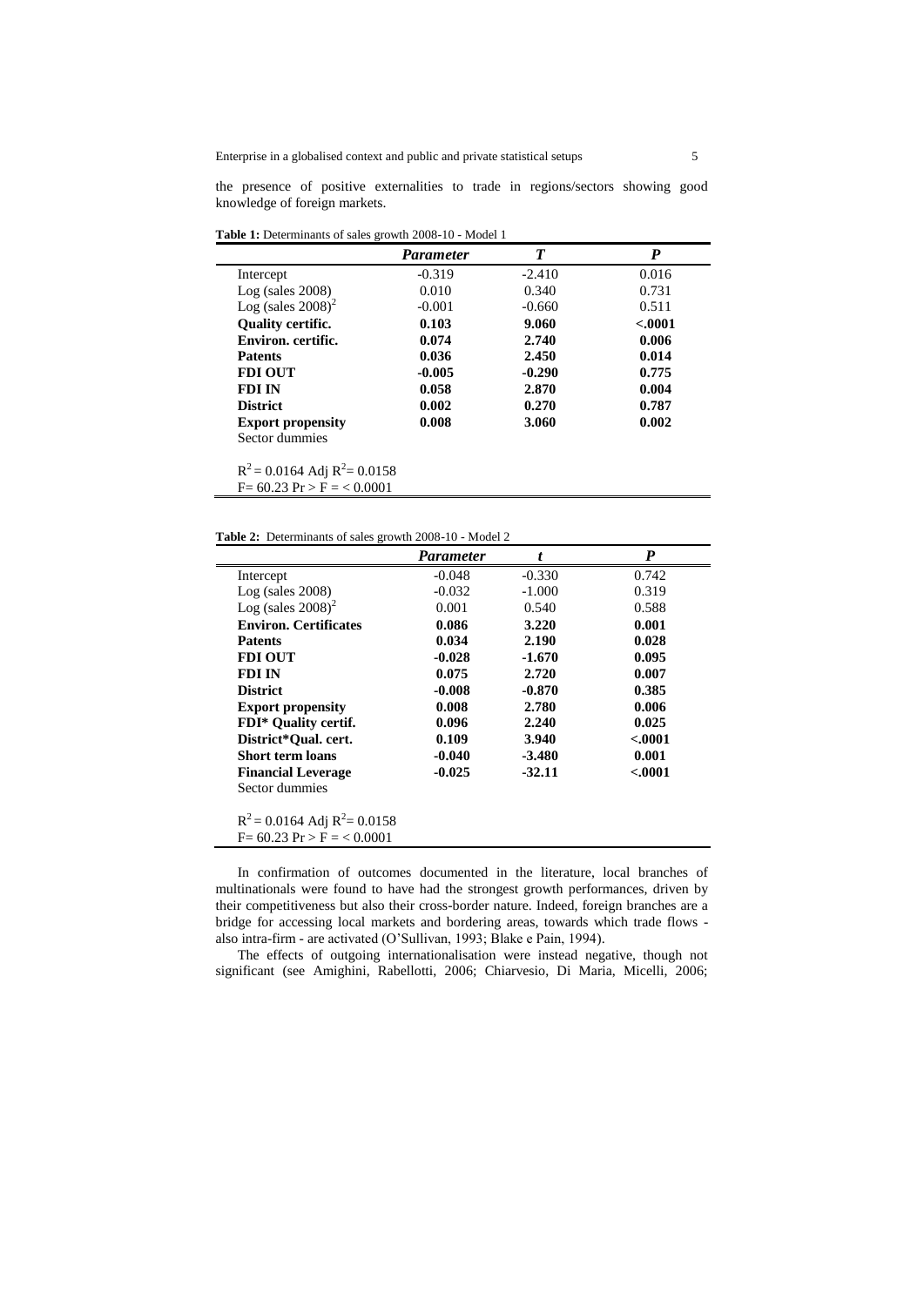the presence of positive externalities to trade in regions/sectors showing good knowledge of foreign markets.

**Table 1:** Determinants of sales growth 2008-10 - Model 1

| | *Parameter* | *T* | *P* |
|---|---|---|---|
| Intercept | -0.319 | -2.410 | 0.016 |
| Log (sales 2008) | 0.010 | 0.340 | 0.731 |
| Log (sales 2008)$^2$ | -0.001 | -0.660 | 0.511 |
| **Quality certific.** | **0.103** | **9.060** | **<.0001** |
| **Environ. certific.** | **0.074** | **2.740** | **0.006** |
| **Patents** | **0.036** | **2.450** | **0.014** |
| **FDI OUT** | **-0.005** | **-0.290** | **0.775** |
| **FDI IN** | **0.058** | **2.870** | **0.004** |
| **District** | **0.002** | **0.270** | **0.787** |
| **Export propensity** | **0.008** | **3.060** | **0.002** |
| Sector dummies | | | |
| $R^2 = 0.0164$ Adj $R^2 = 0.0158$ | | | |
| $F = 60.23$ $Pr > F = < 0.0001$ | | | |

**Table 2:** Determinants of sales growth 2008-10 - Model 2

| | *Parameter* | *t* | *P* |
|---|---|---|---|
| Intercept | -0.048 | -0.330 | 0.742 |
| Log (sales 2008) | -0.032 | -1.000 | 0.319 |
| Log (sales 2008)$^2$ | 0.001 | 0.540 | 0.588 |
| **Environ. Certificates** | **0.086** | **3.220** | **0.001** |
| **Patents** | **0.034** | **2.190** | **0.028** |
| **FDI OUT** | **-0.028** | **-1.670** | **0.095** |
| **FDI IN** | **0.075** | **2.720** | **0.007** |
| **District** | **-0.008** | **-0.870** | **0.385** |
| **Export propensity** | **0.008** | **2.780** | **0.006** |
| **FDI* Quality certif.** | **0.096** | **2.240** | **0.025** |
| **District*Qual. cert.** | **0.109** | **3.940** | **<.0001** |
| **Short term loans** | **-0.040** | **-3.480** | **0.001** |
| **Financial Leverage** | **-0.025** | **-32.11** | **<.0001** |
| Sector dummies | | | |
| $R^2 = 0.0164$ Adj $R^2 = 0.0158$ | | | |
| $F = 60.23$ $Pr > F = < 0.0001$ | | | |

In confirmation of outcomes documented in the literature, local branches of multinationals were found to have had the strongest growth performances, driven by their competitiveness but also their cross-border nature. Indeed, foreign branches are a bridge for accessing local markets and bordering areas, towards which trade flows - also intra-firm - are activated (O'Sullivan, 1993; Blake e Pain, 1994).

The effects of outgoing internationalisation were instead negative, though not significant (see Amighini, Rabellotti, 2006; Chiarvesio, Di Maria, Micelli, 2006;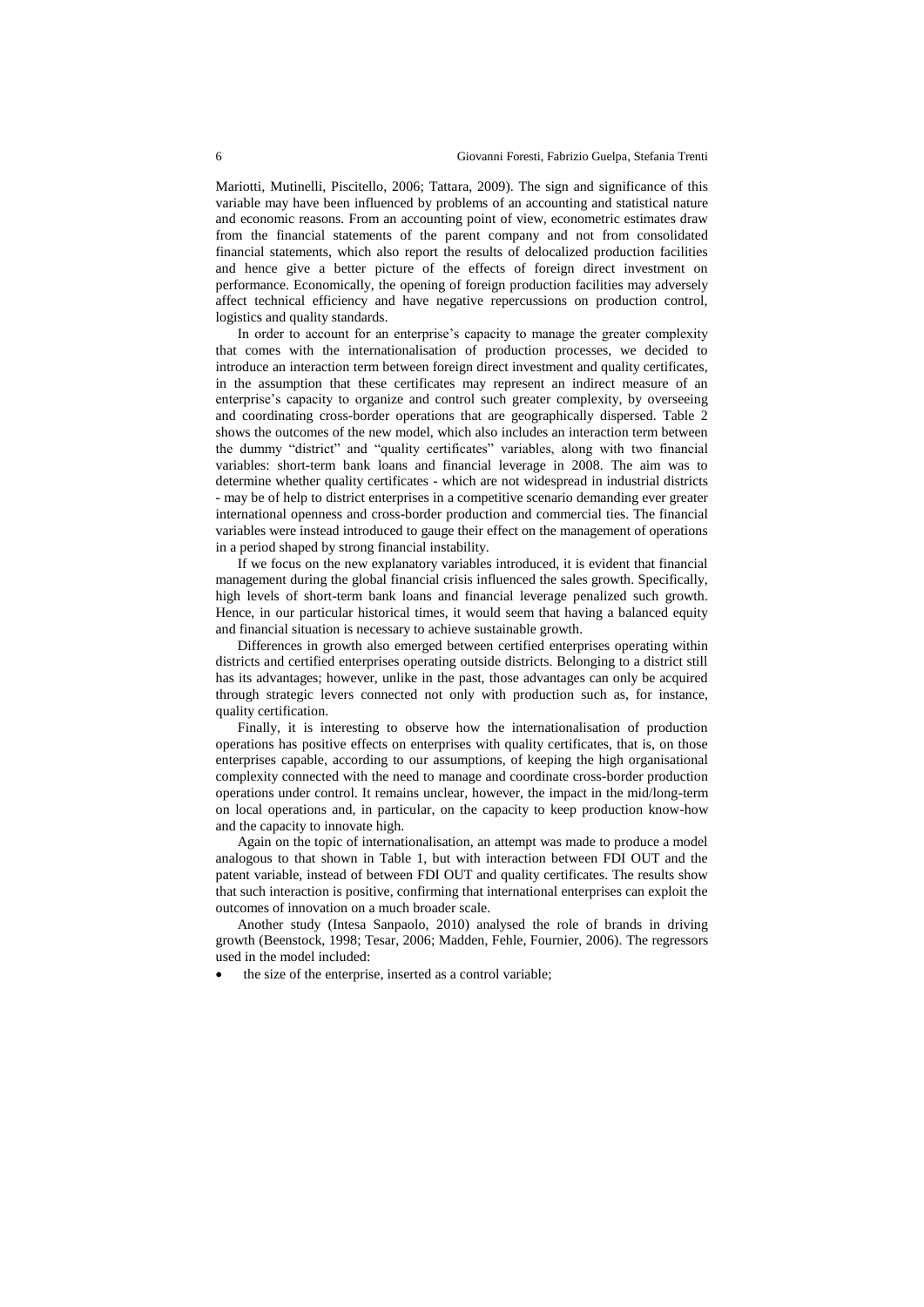Mariotti, Mutinelli, Piscitello, 2006; Tattara, 2009). The sign and significance of this variable may have been influenced by problems of an accounting and statistical nature and economic reasons. From an accounting point of view, econometric estimates draw from the financial statements of the parent company and not from consolidated financial statements, which also report the results of delocalized production facilities and hence give a better picture of the effects of foreign direct investment on performance. Economically, the opening of foreign production facilities may adversely affect technical efficiency and have negative repercussions on production control, logistics and quality standards.

In order to account for an enterprise's capacity to manage the greater complexity that comes with the internationalisation of production processes, we decided to introduce an interaction term between foreign direct investment and quality certificates, in the assumption that these certificates may represent an indirect measure of an enterprise's capacity to organize and control such greater complexity, by overseeing and coordinating cross-border operations that are geographically dispersed. Table 2 shows the outcomes of the new model, which also includes an interaction term between the dummy "district" and "quality certificates" variables, along with two financial variables: short-term bank loans and financial leverage in 2008. The aim was to determine whether quality certificates - which are not widespread in industrial districts - may be of help to district enterprises in a competitive scenario demanding ever greater international openness and cross-border production and commercial ties. The financial variables were instead introduced to gauge their effect on the management of operations in a period shaped by strong financial instability.

If we focus on the new explanatory variables introduced, it is evident that financial management during the global financial crisis influenced the sales growth. Specifically, high levels of short-term bank loans and financial leverage penalized such growth. Hence, in our particular historical times, it would seem that having a balanced equity and financial situation is necessary to achieve sustainable growth.

Differences in growth also emerged between certified enterprises operating within districts and certified enterprises operating outside districts. Belonging to a district still has its advantages; however, unlike in the past, those advantages can only be acquired through strategic levers connected not only with production such as, for instance, quality certification.

Finally, it is interesting to observe how the internationalisation of production operations has positive effects on enterprises with quality certificates, that is, on those enterprises capable, according to our assumptions, of keeping the high organisational complexity connected with the need to manage and coordinate cross-border production operations under control. It remains unclear, however, the impact in the mid/long-term on local operations and, in particular, on the capacity to keep production know-how and the capacity to innovate high.

Again on the topic of internationalisation, an attempt was made to produce a model analogous to that shown in Table 1, but with interaction between FDI OUT and the patent variable, instead of between FDI OUT and quality certificates. The results show that such interaction is positive, confirming that international enterprises can exploit the outcomes of innovation on a much broader scale.

Another study (Intesa Sanpaolo, 2010) analysed the role of brands in driving growth (Beenstock, 1998; Tesar, 2006; Madden, Fehle, Fournier, 2006). The regressors used in the model included:

- the size of the enterprise, inserted as a control variable;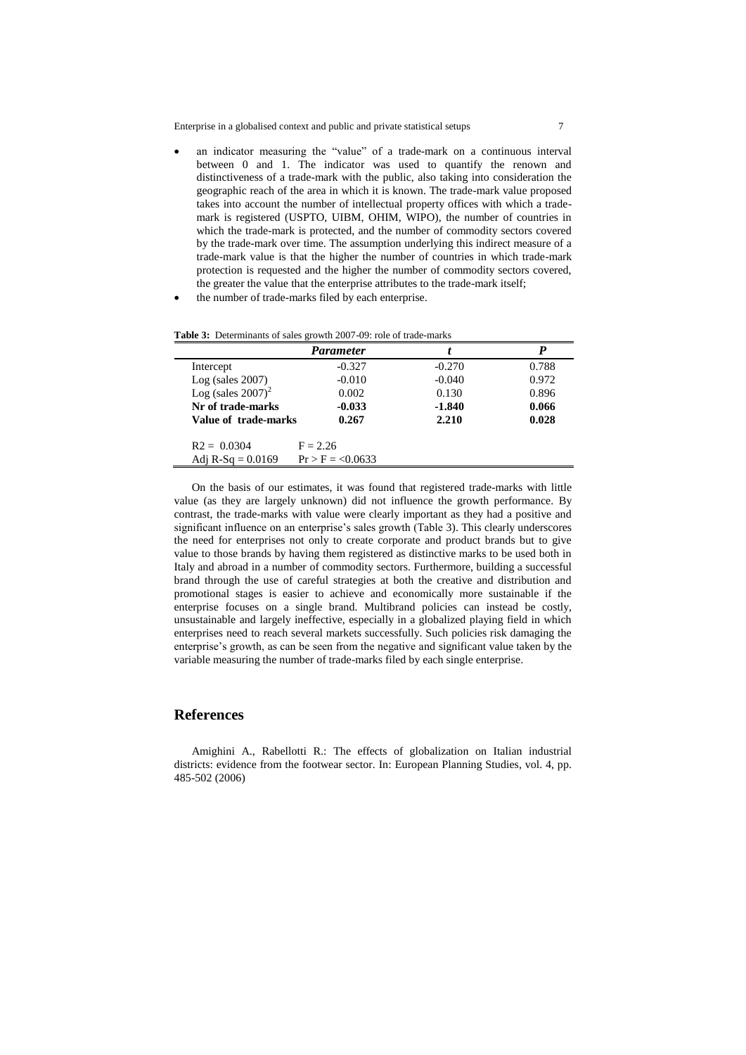- an indicator measuring the "value" of a trade-mark on a continuous interval between 0 and 1. The indicator was used to quantify the renown and distinctiveness of a trade-mark with the public, also taking into consideration the geographic reach of the area in which it is known. The trade-mark value proposed takes into account the number of intellectual property offices with which a trade-mark is registered (USPTO, UIBM, OHIM, WIPO), the number of countries in which the trade-mark is protected, and the number of commodity sectors covered by the trade-mark over time. The assumption underlying this indirect measure of a trade-mark value is that the higher the number of countries in which trade-mark protection is requested and the higher the number of commodity sectors covered, the greater the value that the enterprise attributes to the trade-mark itself;
- the number of trade-marks filed by each enterprise.

**Table 3:** Determinants of sales growth 2007-09: role of trade-marks

| | ***Parameter*** | ***t*** | ***P*** |
|---|---|---|---|
| Intercept | -0.327 | -0.270 | 0.788 |
| Log (sales 2007) | -0.010 | -0.040 | 0.972 |
| Log (sales 2007)$^2$ | 0.002 | 0.130 | 0.896 |
| **Nr of trade-marks** | **-0.033** | **-1.840** | **0.066** |
| **Value of trade-marks** | **0.267** | **2.210** | **0.028** |
| R2 = 0.0304 | F = 2.26 | | |
| Adj R-Sq = 0.0169 | Pr > F = <0.0633 | | |

On the basis of our estimates, it was found that registered trade-marks with little value (as they are largely unknown) did not influence the growth performance. By contrast, the trade-marks with value were clearly important as they had a positive and significant influence on an enterprise's sales growth (Table 3). This clearly underscores the need for enterprises not only to create corporate and product brands but to give value to those brands by having them registered as distinctive marks to be used both in Italy and abroad in a number of commodity sectors. Furthermore, building a successful brand through the use of careful strategies at both the creative and distribution and promotional stages is easier to achieve and economically more sustainable if the enterprise focuses on a single brand. Multibrand policies can instead be costly, unsustainable and largely ineffective, especially in a globalized playing field in which enterprises need to reach several markets successfully. Such policies risk damaging the enterprise's growth, as can be seen from the negative and significant value taken by the variable measuring the number of trade-marks filed by each single enterprise.

## References

Amighini A., Rabellotti R.: The effects of globalization on Italian industrial districts: evidence from the footwear sector. In: European Planning Studies, vol. 4, pp. 485-502 (2006)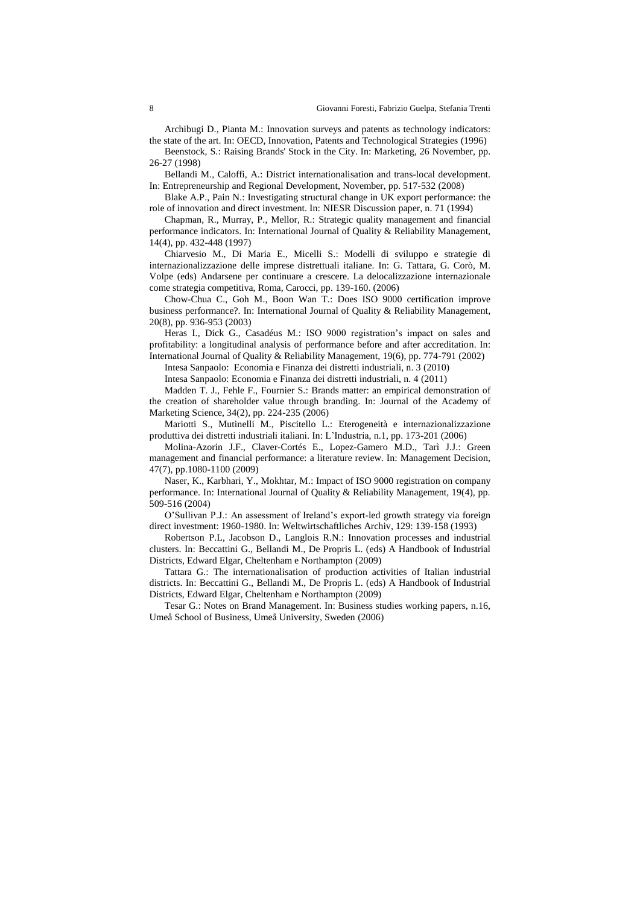Archibugi D., Pianta M.: Innovation surveys and patents as technology indicators: the state of the art. In: OECD, Innovation, Patents and Technological Strategies (1996)

Beenstock, S.: Raising Brands' Stock in the City. In: Marketing, 26 November, pp. 26-27 (1998)

Bellandi M., Caloffi, A.: District internationalisation and trans-local development. In: Entrepreneurship and Regional Development, November, pp. 517-532 (2008)

Blake A.P., Pain N.: Investigating structural change in UK export performance: the role of innovation and direct investment. In: NIESR Discussion paper, n. 71 (1994)

Chapman, R., Murray, P., Mellor, R.: Strategic quality management and financial performance indicators. In: International Journal of Quality & Reliability Management, 14(4), pp. 432-448 (1997)

Chiarvesio M., Di Maria E., Micelli S.: Modelli di sviluppo e strategie di internazionalizzazione delle imprese distrettuali italiane. In: G. Tattara, G. Corò, M. Volpe (eds) Andarsene per continuare a crescere. La delocalizzazione internazionale come strategia competitiva, Roma, Carocci, pp. 139-160. (2006)

Chow-Chua C., Goh M., Boon Wan T.: Does ISO 9000 certification improve business performance?. In: International Journal of Quality & Reliability Management, 20(8), pp. 936-953 (2003)

Heras I., Dick G., Casadéus M.: ISO 9000 registration's impact on sales and profitability: a longitudinal analysis of performance before and after accreditation. In: International Journal of Quality & Reliability Management, 19(6), pp. 774-791 (2002)

Intesa Sanpaolo: Economia e Finanza dei distretti industriali, n. 3 (2010)

Intesa Sanpaolo: Economia e Finanza dei distretti industriali, n. 4 (2011)

Madden T. J., Fehle F., Fournier S.: Brands matter: an empirical demonstration of the creation of shareholder value through branding. In: Journal of the Academy of Marketing Science, 34(2), pp. 224-235 (2006)

Mariotti S., Mutinelli M., Piscitello L.: Eterogeneità e internazionalizzazione produttiva dei distretti industriali italiani. In: L'Industria, n.1, pp. 173-201 (2006)

Molina-Azorin J.F., Claver-Cortés E., Lopez-Gamero M.D., Tarì J.J.: Green management and financial performance: a literature review. In: Management Decision, 47(7), pp.1080-1100 (2009)

Naser, K., Karbhari, Y., Mokhtar, M.: Impact of ISO 9000 registration on company performance. In: International Journal of Quality & Reliability Management, 19(4), pp. 509-516 (2004)

O'Sullivan P.J.: An assessment of Ireland's export-led growth strategy via foreign direct investment: 1960-1980. In: Weltwirtschaftliches Archiv, 129: 139-158 (1993)

Robertson P.L, Jacobson D., Langlois R.N.: Innovation processes and industrial clusters. In: Beccattini G., Bellandi M., De Propris L. (eds) A Handbook of Industrial Districts, Edward Elgar, Cheltenham e Northampton (2009)

Tattara G.: The internationalisation of production activities of Italian industrial districts. In: Beccattini G., Bellandi M., De Propris L. (eds) A Handbook of Industrial Districts, Edward Elgar, Cheltenham e Northampton (2009)

Tesar G.: Notes on Brand Management. In: Business studies working papers, n.16, Umeå School of Business, Umeå University, Sweden (2006)